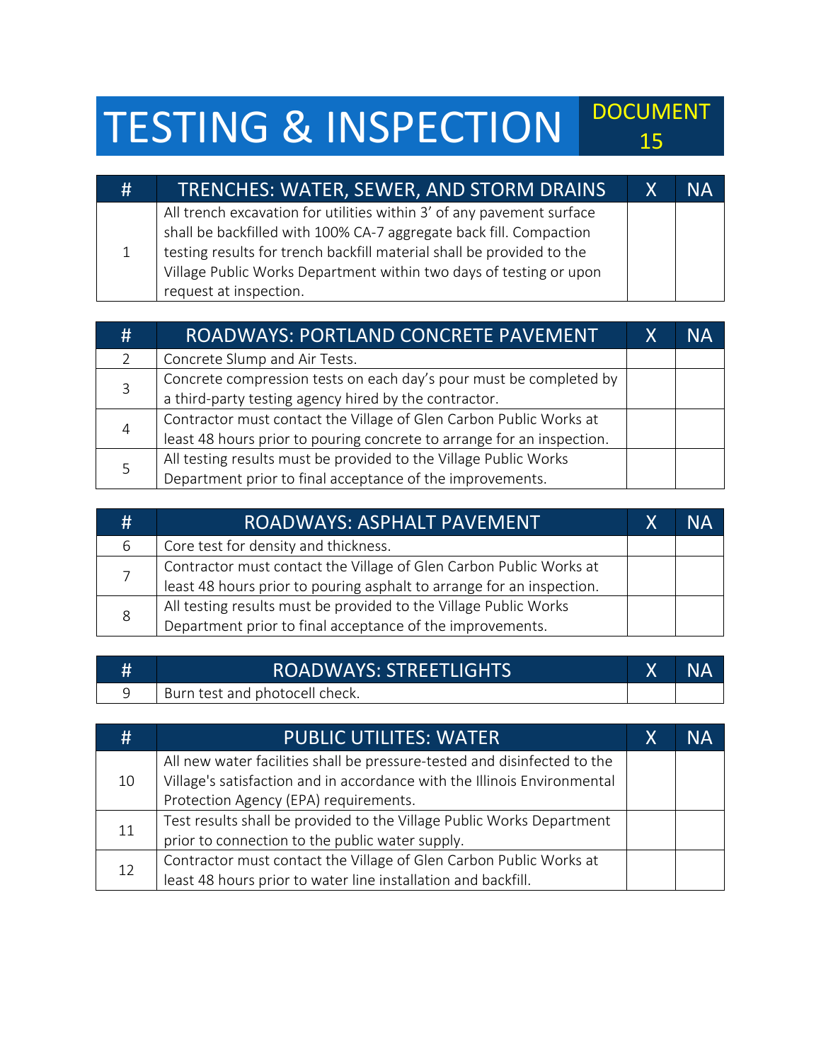# TESTING & INSPECTION

DOCUMENT 15

| # | TRENCHES: WATER, SEWER, AND STORM DRAINS | X | NA |
|---|---|---|---|
| 1 | All trench excavation for utilities within 3’ of any pavement surface shall be backfilled with 100% CA-7 aggregate back fill. Compaction testing results for trench backfill material shall be provided to the Village Public Works Department within two days of testing or upon request at inspection. | | |

| # | ROADWAYS: PORTLAND CONCRETE PAVEMENT | X | NA |
|---|---|---|---|
| 2 | Concrete Slump and Air Tests. | | |
| 3 | Concrete compression tests on each day’s pour must be completed by a third-party testing agency hired by the contractor. | | |
| 4 | Contractor must contact the Village of Glen Carbon Public Works at least 48 hours prior to pouring concrete to arrange for an inspection. | | |
| 5 | All testing results must be provided to the Village Public Works Department prior to final acceptance of the improvements. | | |

| # | ROADWAYS: ASPHALT PAVEMENT | X | NA |
|---|---|---|---|
| 6 | Core test for density and thickness. | | |
| 7 | Contractor must contact the Village of Glen Carbon Public Works at least 48 hours prior to pouring asphalt to arrange for an inspection. | | |
| 8 | All testing results must be provided to the Village Public Works Department prior to final acceptance of the improvements. | | |

| # | ROADWAYS: STREETLIGHTS | X | NA |
|---|---|---|---|
| 9 | Burn test and photocell check. | | |

| # | PUBLIC UTILITES: WATER | X | NA |
|---|---|---|---|
| 10 | All new water facilities shall be pressure-tested and disinfected to the Village's satisfaction and in accordance with the Illinois Environmental Protection Agency (EPA) requirements. | | |
| 11 | Test results shall be provided to the Village Public Works Department prior to connection to the public water supply. | | |
| 12 | Contractor must contact the Village of Glen Carbon Public Works at least 48 hours prior to water line installation and backfill. | | |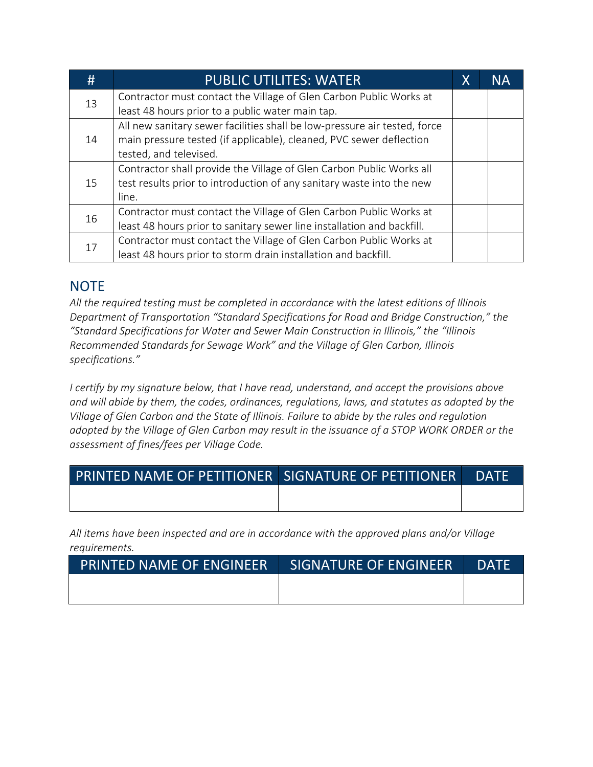| # | PUBLIC UTILITES: WATER | X | NA |
|---|---|---|---|
| 13 | Contractor must contact the Village of Glen Carbon Public Works at least 48 hours prior to a public water main tap. | | |
| 14 | All new sanitary sewer facilities shall be low-pressure air tested, force main pressure tested (if applicable), cleaned, PVC sewer deflection tested, and televised. | | |
| 15 | Contractor shall provide the Village of Glen Carbon Public Works all test results prior to introduction of any sanitary waste into the new line. | | |
| 16 | Contractor must contact the Village of Glen Carbon Public Works at least 48 hours prior to sanitary sewer line installation and backfill. | | |
| 17 | Contractor must contact the Village of Glen Carbon Public Works at least 48 hours prior to storm drain installation and backfill. | | |

## NOTE

*All the required testing must be completed in accordance with the latest editions of Illinois Department of Transportation "Standard Specifications for Road and Bridge Construction," the "Standard Specifications for Water and Sewer Main Construction in Illinois," the "Illinois Recommended Standards for Sewage Work" and the Village of Glen Carbon, Illinois specifications."*

*I certify by my signature below, that I have read, understand, and accept the provisions above and will abide by them, the codes, ordinances, regulations, laws, and statutes as adopted by the Village of Glen Carbon and the State of Illinois. Failure to abide by the rules and regulation adopted by the Village of Glen Carbon may result in the issuance of a STOP WORK ORDER or the assessment of fines/fees per Village Code.*

| PRINTED NAME OF PETITIONER | SIGNATURE OF PETITIONER | DATE |
|---|---|---|
| | | |

*All items have been inspected and are in accordance with the approved plans and/or Village requirements.*

| PRINTED NAME OF ENGINEER | SIGNATURE OF ENGINEER | DATE |
|---|---|---|
| | | |